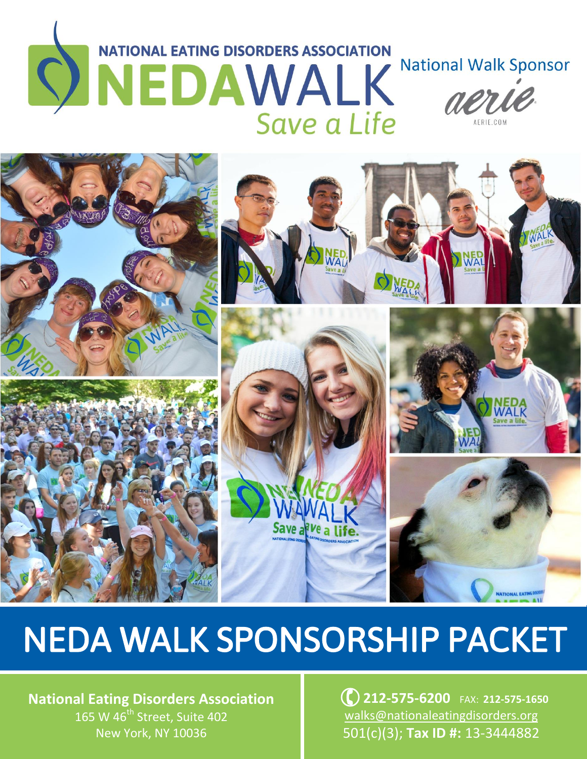NATIONAL EATING DISORDERS ASSOCIATION

# NEDAWALK

*Save a Life*

National Walk Sponsor

aerie

AERIE.COM

# NEDA WALK SPONSORSHIP PACKET

**National Eating Disorders Association**
165 W 46th Street, Suite 402
New York, NY 10036

**212-575-6200** FAX: **212-575-1650**
walks@nationaleatingdisorders.org
501(c)(3); **Tax ID #:** 13-3444882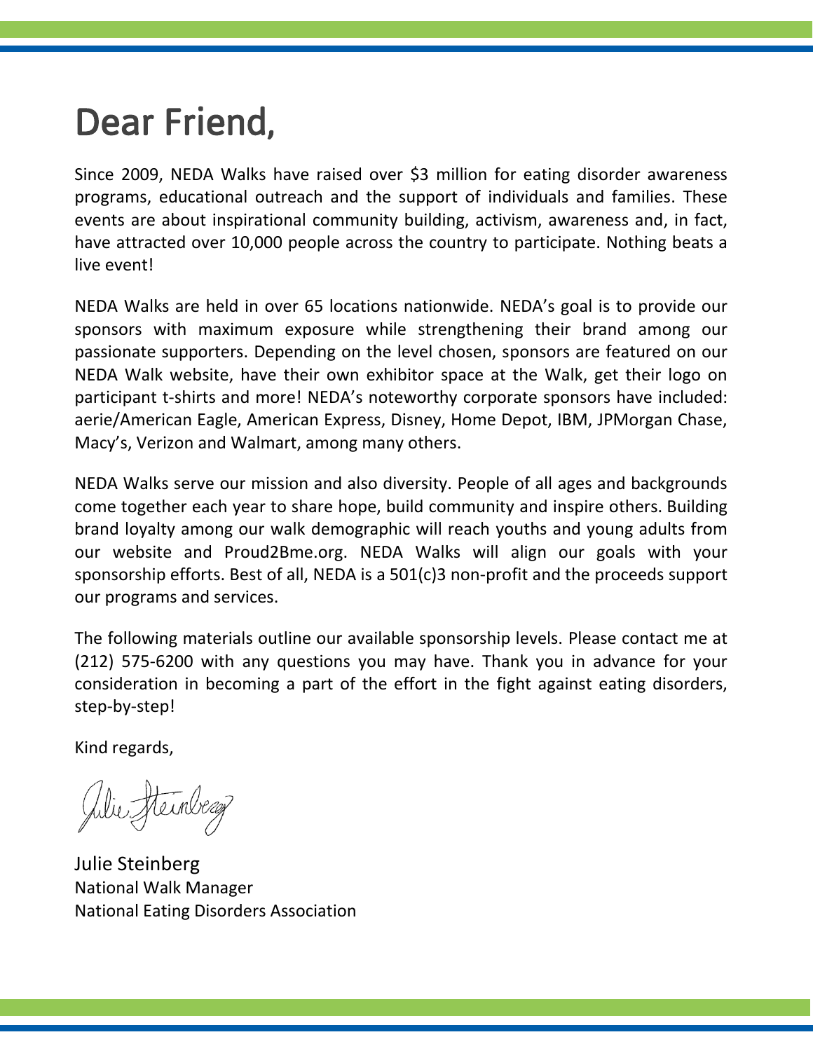# Dear Friend,

Since 2009, NEDA Walks have raised over $3 million for eating disorder awareness programs, educational outreach and the support of individuals and families. These events are about inspirational community building, activism, awareness and, in fact, have attracted over 10,000 people across the country to participate. Nothing beats a live event!

NEDA Walks are held in over 65 locations nationwide. NEDA's goal is to provide our sponsors with maximum exposure while strengthening their brand among our passionate supporters. Depending on the level chosen, sponsors are featured on our NEDA Walk website, have their own exhibitor space at the Walk, get their logo on participant t-shirts and more! NEDA's noteworthy corporate sponsors have included: aerie/American Eagle, American Express, Disney, Home Depot, IBM, JPMorgan Chase, Macy's, Verizon and Walmart, among many others.

NEDA Walks serve our mission and also diversity. People of all ages and backgrounds come together each year to share hope, build community and inspire others. Building brand loyalty among our walk demographic will reach youths and young adults from our website and Proud2Bme.org. NEDA Walks will align our goals with your sponsorship efforts. Best of all, NEDA is a 501(c)3 non-profit and the proceeds support our programs and services.

The following materials outline our available sponsorship levels. Please contact me at (212) 575-6200 with any questions you may have. Thank you in advance for your consideration in becoming a part of the effort in the fight against eating disorders, step-by-step!

Kind regards,

Julie Steinberg
National Walk Manager
National Eating Disorders Association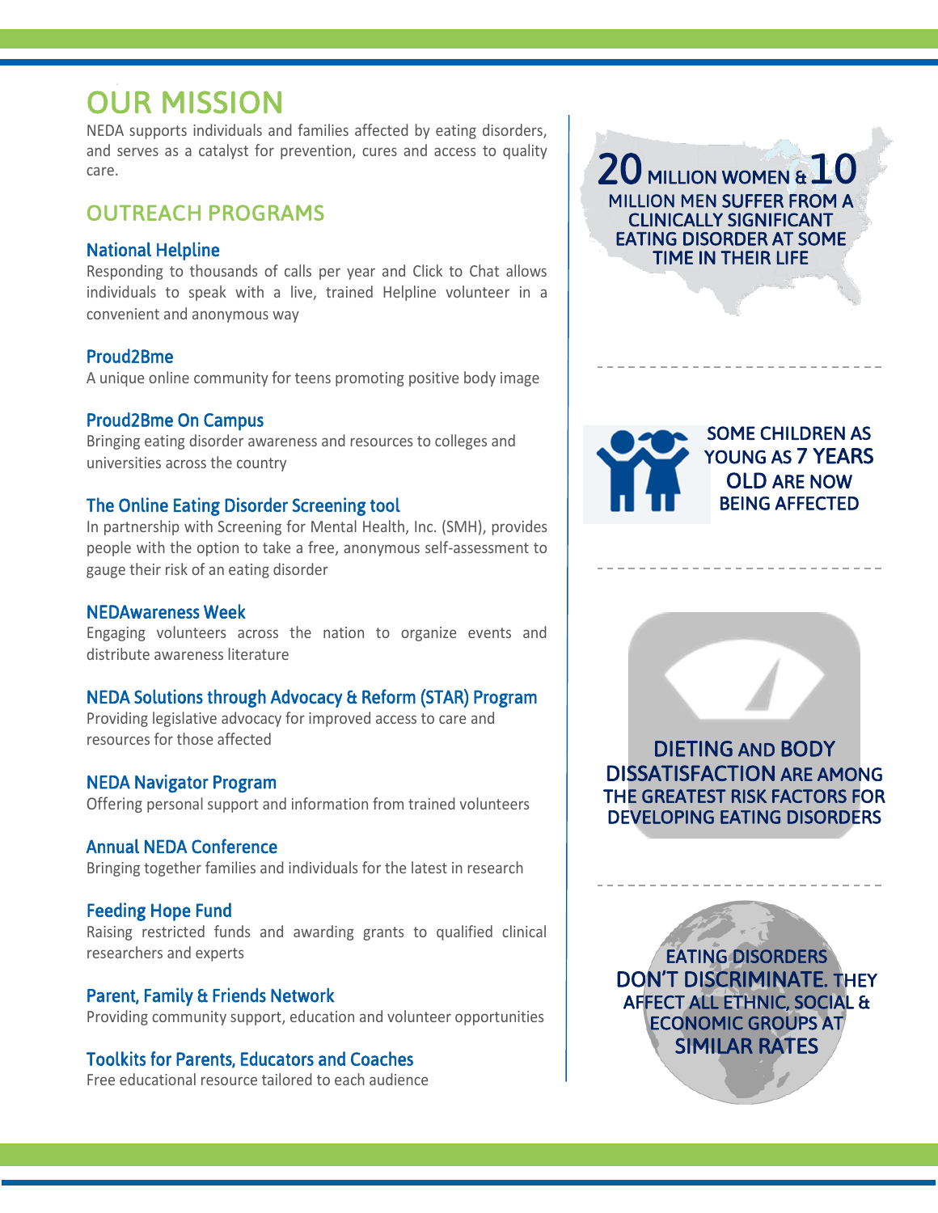# OUR MISSION

NEDA supports individuals and families affected by eating disorders, and serves as a catalyst for prevention, cures and access to quality care.

## OUTREACH PROGRAMS

### National Helpline

Responding to thousands of calls per year and Click to Chat allows individuals to speak with a live, trained Helpline volunteer in a convenient and anonymous way

### Proud2Bme

A unique online community for teens promoting positive body image

### Proud2Bme On Campus

Bringing eating disorder awareness and resources to colleges and universities across the country

### The Online Eating Disorder Screening tool

In partnership with Screening for Mental Health, Inc. (SMH), provides people with the option to take a free, anonymous self-assessment to gauge their risk of an eating disorder

### NEDAwareness Week

Engaging volunteers across the nation to organize events and distribute awareness literature

### NEDA Solutions through Advocacy & Reform (STAR) Program

Providing legislative advocacy for improved access to care and resources for those affected

### NEDA Navigator Program

Offering personal support and information from trained volunteers

### Annual NEDA Conference

Bringing together families and individuals for the latest in research

### Feeding Hope Fund

Raising restricted funds and awarding grants to qualified clinical researchers and experts

### Parent, Family & Friends Network

Providing community support, education and volunteer opportunities

### Toolkits for Parents, Educators and Coaches

Free educational resource tailored to each audience

---

**20** MILLION WOMEN & **10** MILLION MEN SUFFER FROM A CLINICALLY SIGNIFICANT EATING DISORDER AT SOME TIME IN THEIR LIFE

---

SOME CHILDREN AS YOUNG AS **7 YEARS OLD** ARE NOW BEING AFFECTED

---

**DIETING** AND **BODY DISSATISFACTION** ARE AMONG THE GREATEST RISK FACTORS FOR DEVELOPING EATING DISORDERS

---

EATING DISORDERS **DON'T DISCRIMINATE.** THEY AFFECT ALL ETHNIC, SOCIAL & ECONOMIC GROUPS AT **SIMILAR RATES**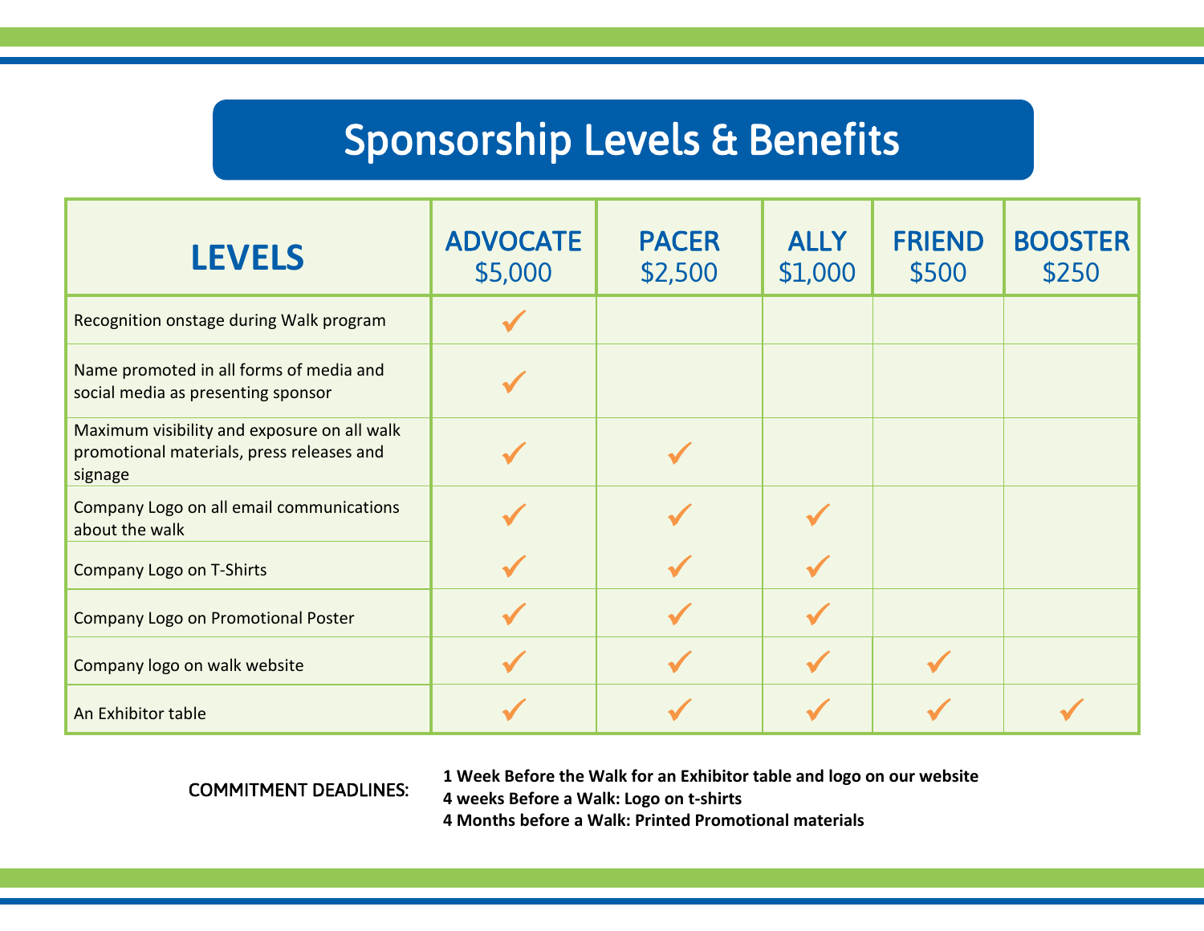# Sponsorship Levels & Benefits

| LEVELS | ADVOCATE $5,000 | PACER $2,500 | ALLY $1,000 | FRIEND $500 | BOOSTER $250 |
|---|---|---|---|---|---|
| Recognition onstage during Walk program | ✓ | | | | |
| Name promoted in all forms of media and social media as presenting sponsor | ✓ | | | | |
| Maximum visibility and exposure on all walk promotional materials, press releases and signage | ✓ | ✓ | | | |
| Company Logo on all email communications about the walk | ✓ | ✓ | ✓ | | |
| Company Logo on T-Shirts | ✓ | ✓ | ✓ | | |
| Company Logo on Promotional Poster | ✓ | ✓ | ✓ | | |
| Company logo on walk website | ✓ | ✓ | ✓ | ✓ | |
| An Exhibitor table | ✓ | ✓ | ✓ | ✓ | ✓ |

COMMITMENT DEADLINES:

**1 Week Before the Walk for an Exhibitor table and logo on our website**
**4 weeks Before a Walk: Logo on t-shirts**
**4 Months before a Walk: Printed Promotional materials**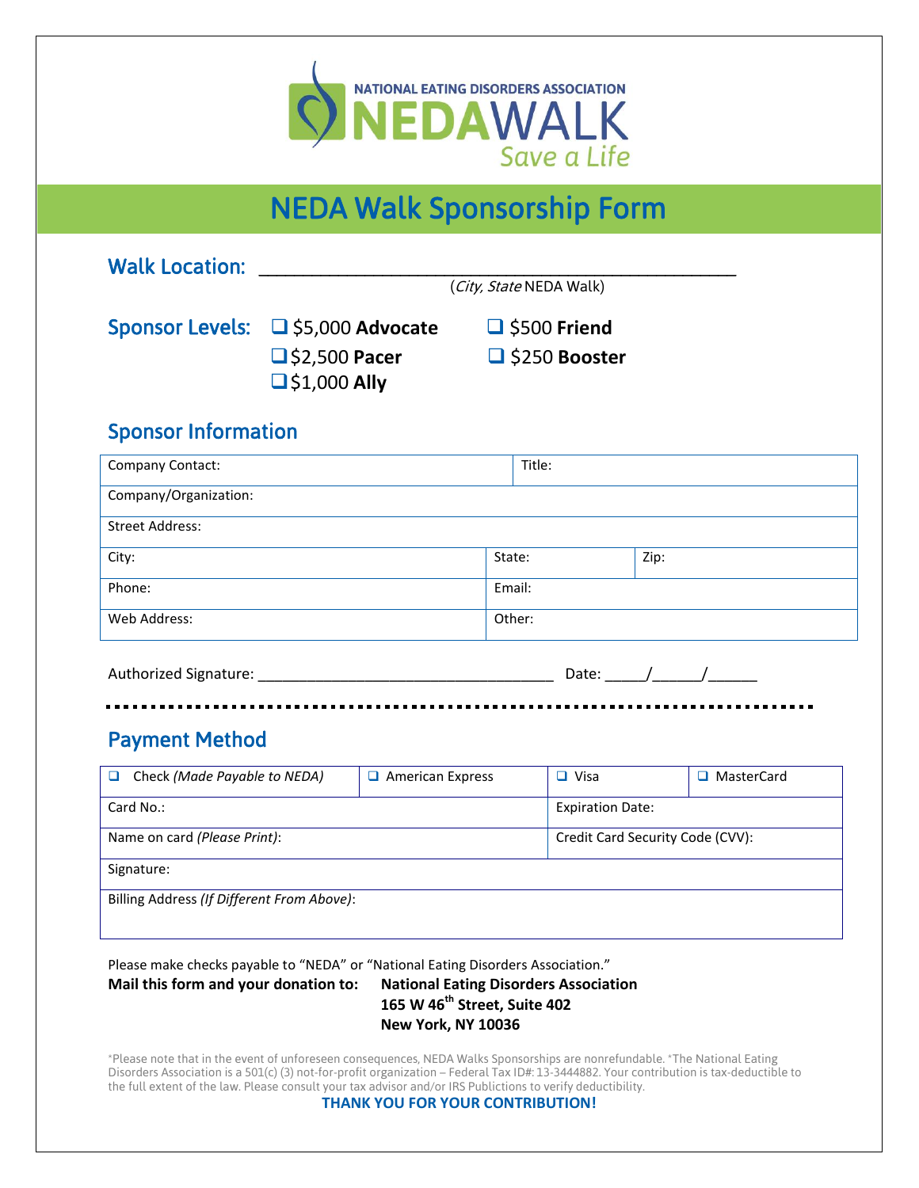NATIONAL EATING DISORDERS ASSOCIATION

NEDAWALK

*Save a Life*

# NEDA Walk Sponsorship Form

**Walk Location:** ______________________________________________

(*City, State* NEDA Walk)

**Sponsor Levels:**

- ❑ $5,000 **Advocate**
- ❑ $2,500 **Pacer**
- ❑ $1,000 **Ally**
- ❑ $500 **Friend**
- ❑ $250 **Booster**

## Sponsor Information

| Company Contact: | | Title: |
|---|---|---|
| Company/Organization: | | |
| Street Address: | | |
| City: | State: | Zip: |
| Phone: | Email: | |
| Web Address: | Other: | |

Authorized Signature: ___________________________________ Date: _____/______/______

## Payment Method

| ❑ Check *(Made Payable to NEDA)* | ❑ American Express | ❑ Visa | ❑ MasterCard |
|---|---|---|---|
| Card No.: | | Expiration Date: | |
| Name on card *(Please Print)*: | | Credit Card Security Code (CVV): | |
| Signature: | | | |
| Billing Address *(If Different From Above)*: | | | |

Please make checks payable to "NEDA" or "National Eating Disorders Association."

**Mail this form and your donation to:**

**National Eating Disorders Association**
**165 W 46th Street, Suite 402**
**New York, NY 10036**

*Please note that in the event of unforeseen consequences, NEDA Walks Sponsorships are nonrefundable. *The National Eating Disorders Association is a 501(c) (3) not-for-profit organization – Federal Tax ID#: 13-3444882. Your contribution is tax-deductible to the full extent of the law. Please consult your tax advisor and/or IRS Publictions to verify deductibility.

**THANK YOU FOR YOUR CONTRIBUTION!**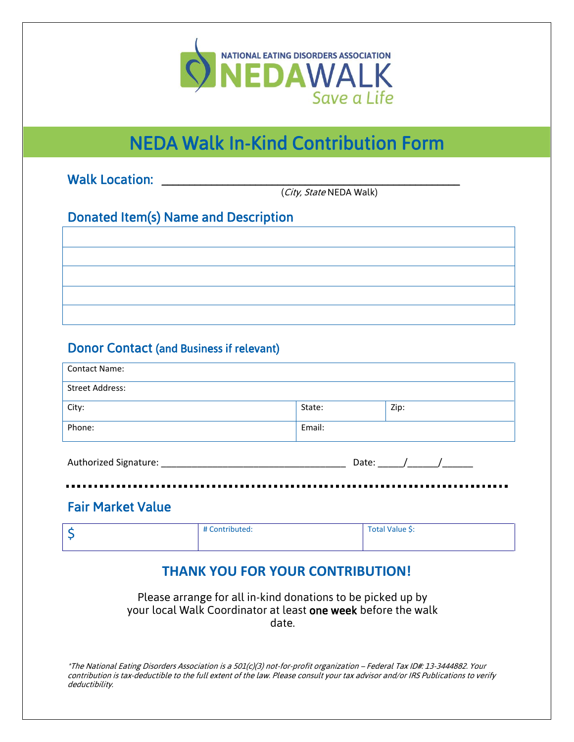NATIONAL EATING DISORDERS ASSOCIATION

NEDAWALK

Save a Life

# NEDA Walk In-Kind Contribution Form

**Walk Location:** ______________________________________________

(*City, State* NEDA Walk)

## Donated Item(s) Name and Description

| |
|---|
| |
| |
| |
| |
| |

## Donor Contact (and Business if relevant)

| | | |
|---|---|---|
| Contact Name: | | |
| Street Address: | | |
| City: | State: | Zip: |
| Phone: | Email: | |

Authorized Signature: _____________________________________ Date: _____/______/______

## Fair Market Value

| | | |
|---|---|---|
| $ | # Contributed: | Total Value $: |

**THANK YOU FOR YOUR CONTRIBUTION!**

Please arrange for all in-kind donations to be picked up by your local Walk Coordinator at least one week before the walk date.

*\*The National Eating Disorders Association is a 501(c)(3) not-for-profit organization – Federal Tax ID#: 13-3444882. Your contribution is tax-deductible to the full extent of the law. Please consult your tax advisor and/or IRS Publications to verify deductibility.*